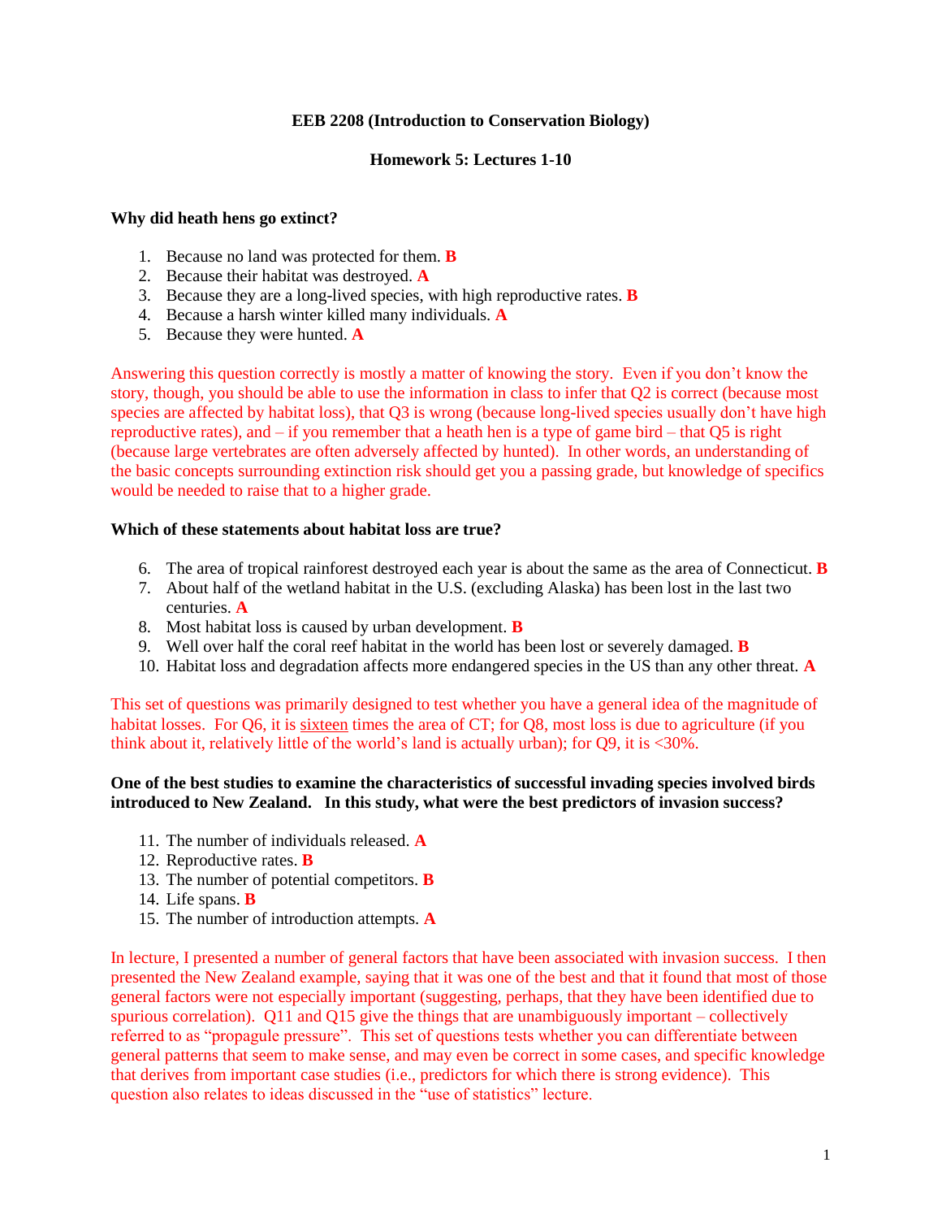**EEB 2208 (Introduction to Conservation Biology)**

**Homework 5: Lectures 1-10**

**Why did heath hens go extinct?**

1. Because no land was protected for them. **B**
2. Because their habitat was destroyed. **A**
3. Because they are a long-lived species, with high reproductive rates. **B**
4. Because a harsh winter killed many individuals. **A**
5. Because they were hunted. **A**

Answering this question correctly is mostly a matter of knowing the story. Even if you don't know the story, though, you should be able to use the information in class to infer that Q2 is correct (because most species are affected by habitat loss), that Q3 is wrong (because long-lived species usually don't have high reproductive rates), and – if you remember that a heath hen is a type of game bird – that Q5 is right (because large vertebrates are often adversely affected by hunted). In other words, an understanding of the basic concepts surrounding extinction risk should get you a passing grade, but knowledge of specifics would be needed to raise that to a higher grade.

**Which of these statements about habitat loss are true?**

6. The area of tropical rainforest destroyed each year is about the same as the area of Connecticut. **B**
7. About half of the wetland habitat in the U.S. (excluding Alaska) has been lost in the last two centuries. **A**
8. Most habitat loss is caused by urban development. **B**
9. Well over half the coral reef habitat in the world has been lost or severely damaged. **B**
10. Habitat loss and degradation affects more endangered species in the US than any other threat. **A**

This set of questions was primarily designed to test whether you have a general idea of the magnitude of habitat losses. For Q6, it is sixteen times the area of CT; for Q8, most loss is due to agriculture (if you think about it, relatively little of the world's land is actually urban); for Q9, it is <30%.

**One of the best studies to examine the characteristics of successful invading species involved birds introduced to New Zealand. In this study, what were the best predictors of invasion success?**

11. The number of individuals released. **A**
12. Reproductive rates. **B**
13. The number of potential competitors. **B**
14. Life spans. **B**
15. The number of introduction attempts. **A**

In lecture, I presented a number of general factors that have been associated with invasion success. I then presented the New Zealand example, saying that it was one of the best and that it found that most of those general factors were not especially important (suggesting, perhaps, that they have been identified due to spurious correlation). Q11 and Q15 give the things that are unambiguously important – collectively referred to as "propagule pressure". This set of questions tests whether you can differentiate between general patterns that seem to make sense, and may even be correct in some cases, and specific knowledge that derives from important case studies (i.e., predictors for which there is strong evidence). This question also relates to ideas discussed in the "use of statistics" lecture.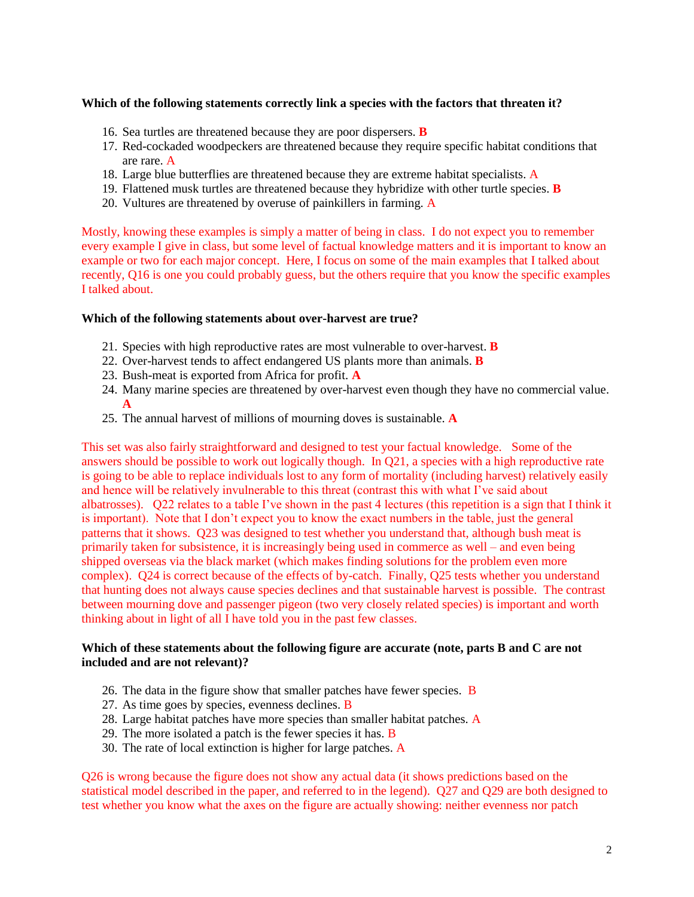**Which of the following statements correctly link a species with the factors that threaten it?**

16. Sea turtles are threatened because they are poor dispersers. **B**
17. Red-cockaded woodpeckers are threatened because they require specific habitat conditions that are rare. A
18. Large blue butterflies are threatened because they are extreme habitat specialists. A
19. Flattened musk turtles are threatened because they hybridize with other turtle species. **B**
20. Vultures are threatened by overuse of painkillers in farming. A

Mostly, knowing these examples is simply a matter of being in class. I do not expect you to remember every example I give in class, but some level of factual knowledge matters and it is important to know an example or two for each major concept. Here, I focus on some of the main examples that I talked about recently, Q16 is one you could probably guess, but the others require that you know the specific examples I talked about.

**Which of the following statements about over-harvest are true?**

21. Species with high reproductive rates are most vulnerable to over-harvest. **B**
22. Over-harvest tends to affect endangered US plants more than animals. **B**
23. Bush-meat is exported from Africa for profit. **A**
24. Many marine species are threatened by over-harvest even though they have no commercial value. **A**
25. The annual harvest of millions of mourning doves is sustainable. **A**

This set was also fairly straightforward and designed to test your factual knowledge. Some of the answers should be possible to work out logically though. In Q21, a species with a high reproductive rate is going to be able to replace individuals lost to any form of mortality (including harvest) relatively easily and hence will be relatively invulnerable to this threat (contrast this with what I've said about albatrosses). Q22 relates to a table I've shown in the past 4 lectures (this repetition is a sign that I think it is important). Note that I don't expect you to know the exact numbers in the table, just the general patterns that it shows. Q23 was designed to test whether you understand that, although bush meat is primarily taken for subsistence, it is increasingly being used in commerce as well – and even being shipped overseas via the black market (which makes finding solutions for the problem even more complex). Q24 is correct because of the effects of by-catch. Finally, Q25 tests whether you understand that hunting does not always cause species declines and that sustainable harvest is possible. The contrast between mourning dove and passenger pigeon (two very closely related species) is important and worth thinking about in light of all I have told you in the past few classes.

**Which of these statements about the following figure are accurate (note, parts B and C are not included and are not relevant)?**

26. The data in the figure show that smaller patches have fewer species. B
27. As time goes by species, evenness declines. B
28. Large habitat patches have more species than smaller habitat patches. A
29. The more isolated a patch is the fewer species it has. B
30. The rate of local extinction is higher for large patches. A

Q26 is wrong because the figure does not show any actual data (it shows predictions based on the statistical model described in the paper, and referred to in the legend). Q27 and Q29 are both designed to test whether you know what the axes on the figure are actually showing: neither evenness nor patch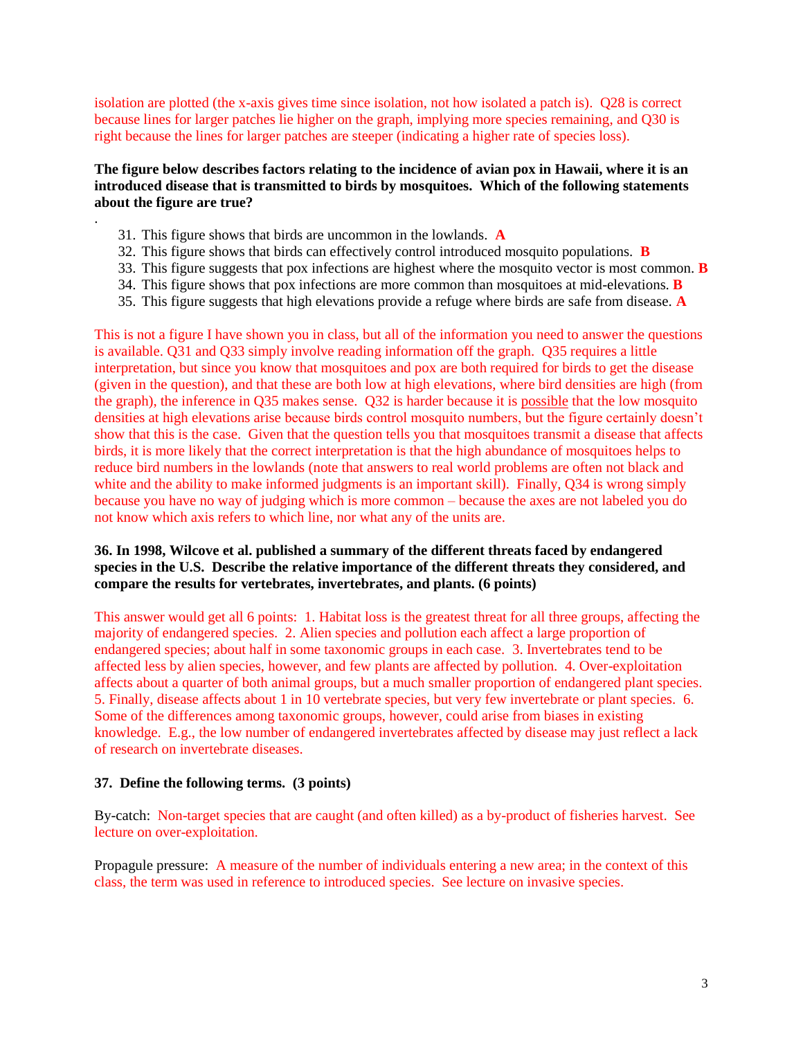isolation are plotted (the x-axis gives time since isolation, not how isolated a patch is). Q28 is correct because lines for larger patches lie higher on the graph, implying more species remaining, and Q30 is right because the lines for larger patches are steeper (indicating a higher rate of species loss).

**The figure below describes factors relating to the incidence of avian pox in Hawaii, where it is an introduced disease that is transmitted to birds by mosquitoes. Which of the following statements about the figure are true?**

.

31. This figure shows that birds are uncommon in the lowlands. **A**
32. This figure shows that birds can effectively control introduced mosquito populations. **B**
33. This figure suggests that pox infections are highest where the mosquito vector is most common. **B**
34. This figure shows that pox infections are more common than mosquitoes at mid-elevations. **B**
35. This figure suggests that high elevations provide a refuge where birds are safe from disease. **A**

This is not a figure I have shown you in class, but all of the information you need to answer the questions is available. Q31 and Q33 simply involve reading information off the graph. Q35 requires a little interpretation, but since you know that mosquitoes and pox are both required for birds to get the disease (given in the question), and that these are both low at high elevations, where bird densities are high (from the graph), the inference in Q35 makes sense. Q32 is harder because it is possible that the low mosquito densities at high elevations arise because birds control mosquito numbers, but the figure certainly doesn't show that this is the case. Given that the question tells you that mosquitoes transmit a disease that affects birds, it is more likely that the correct interpretation is that the high abundance of mosquitoes helps to reduce bird numbers in the lowlands (note that answers to real world problems are often not black and white and the ability to make informed judgments is an important skill). Finally, Q34 is wrong simply because you have no way of judging which is more common – because the axes are not labeled you do not know which axis refers to which line, nor what any of the units are.

**36. In 1998, Wilcove et al. published a summary of the different threats faced by endangered species in the U.S. Describe the relative importance of the different threats they considered, and compare the results for vertebrates, invertebrates, and plants. (6 points)**

This answer would get all 6 points: 1. Habitat loss is the greatest threat for all three groups, affecting the majority of endangered species. 2. Alien species and pollution each affect a large proportion of endangered species; about half in some taxonomic groups in each case. 3. Invertebrates tend to be affected less by alien species, however, and few plants are affected by pollution. 4. Over-exploitation affects about a quarter of both animal groups, but a much smaller proportion of endangered plant species. 5. Finally, disease affects about 1 in 10 vertebrate species, but very few invertebrate or plant species. 6. Some of the differences among taxonomic groups, however, could arise from biases in existing knowledge. E.g., the low number of endangered invertebrates affected by disease may just reflect a lack of research on invertebrate diseases.

**37. Define the following terms. (3 points)**

By-catch: Non-target species that are caught (and often killed) as a by-product of fisheries harvest. See lecture on over-exploitation.

Propagule pressure: A measure of the number of individuals entering a new area; in the context of this class, the term was used in reference to introduced species. See lecture on invasive species.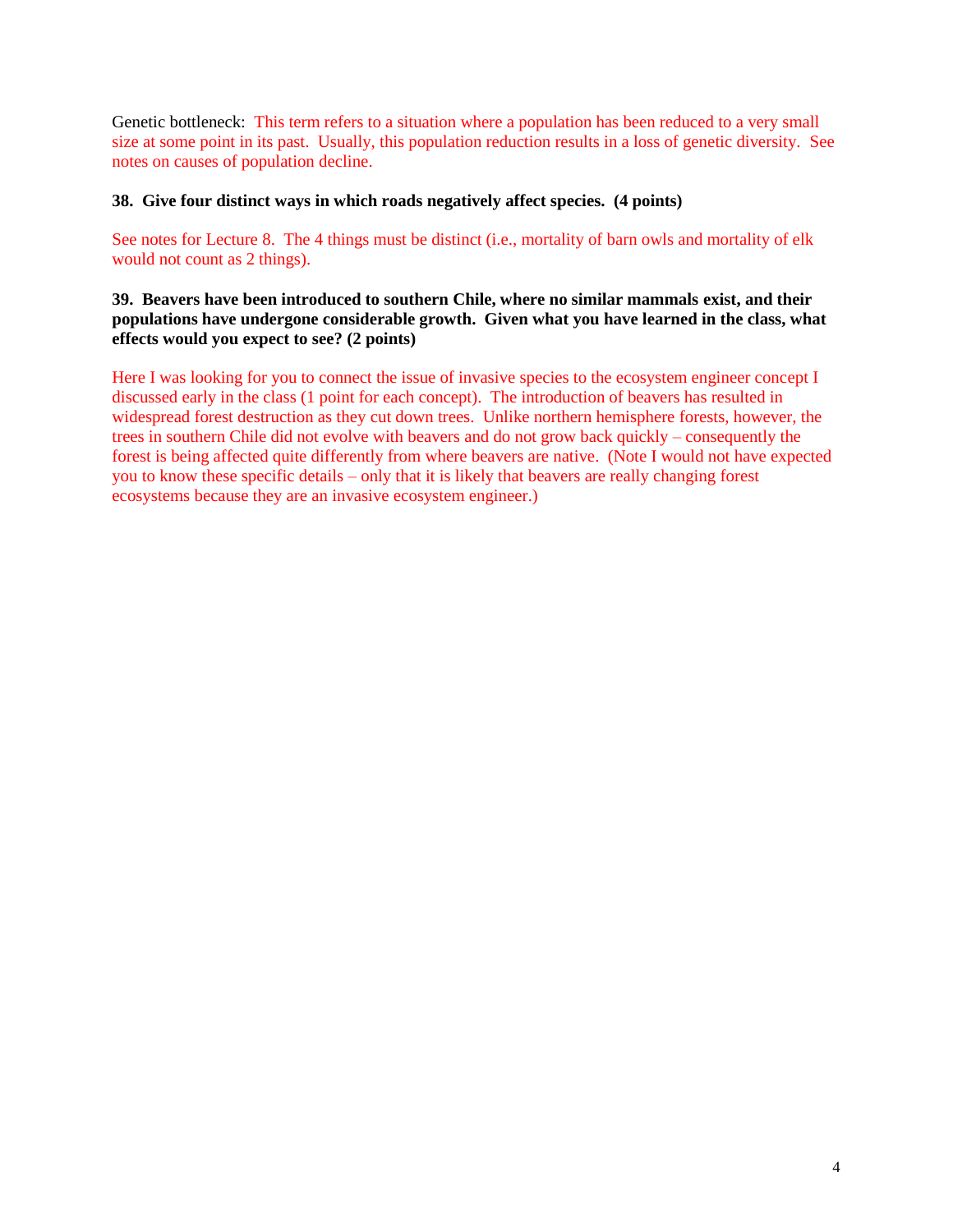Genetic bottleneck: This term refers to a situation where a population has been reduced to a very small size at some point in its past. Usually, this population reduction results in a loss of genetic diversity. See notes on causes of population decline.

**38. Give four distinct ways in which roads negatively affect species. (4 points)**

See notes for Lecture 8. The 4 things must be distinct (i.e., mortality of barn owls and mortality of elk would not count as 2 things).

**39. Beavers have been introduced to southern Chile, where no similar mammals exist, and their populations have undergone considerable growth. Given what you have learned in the class, what effects would you expect to see? (2 points)**

Here I was looking for you to connect the issue of invasive species to the ecosystem engineer concept I discussed early in the class (1 point for each concept). The introduction of beavers has resulted in widespread forest destruction as they cut down trees. Unlike northern hemisphere forests, however, the trees in southern Chile did not evolve with beavers and do not grow back quickly – consequently the forest is being affected quite differently from where beavers are native. (Note I would not have expected you to know these specific details – only that it is likely that beavers are really changing forest ecosystems because they are an invasive ecosystem engineer.)